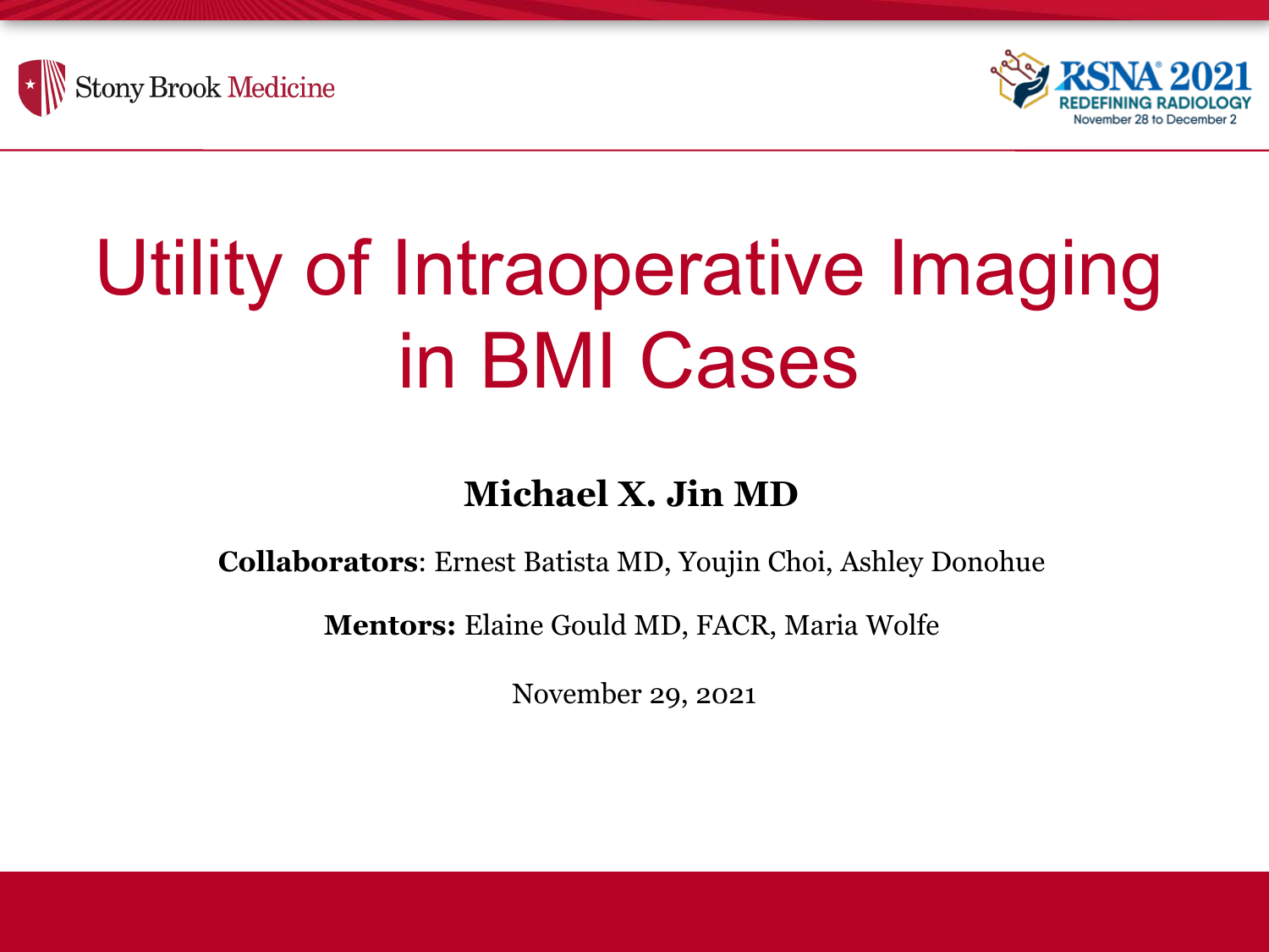Stony Brook Medicine

RSNA 2021
REDEFINING RADIOLOGY
November 28 to December 2

# Utility of Intraoperative Imaging in BMI Cases

**Michael X. Jin MD**

**Collaborators**: Ernest Batista MD, Youjin Choi, Ashley Donohue

**Mentors:** Elaine Gould MD, FACR, Maria Wolfe

November 29, 2021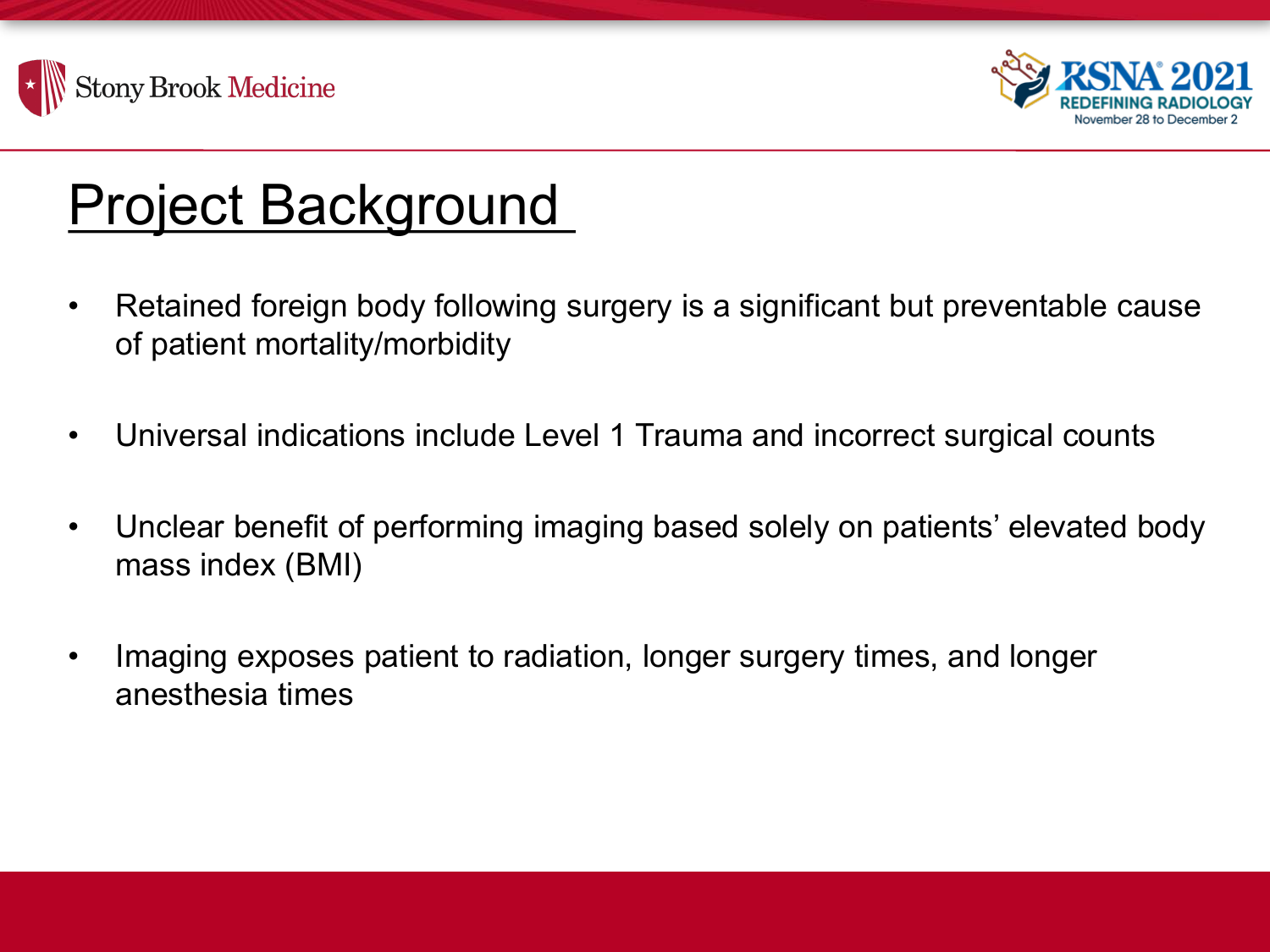# Project Background

- Retained foreign body following surgery is a significant but preventable cause of patient mortality/morbidity
- Universal indications include Level 1 Trauma and incorrect surgical counts
- Unclear benefit of performing imaging based solely on patients' elevated body mass index (BMI)
- Imaging exposes patient to radiation, longer surgery times, and longer anesthesia times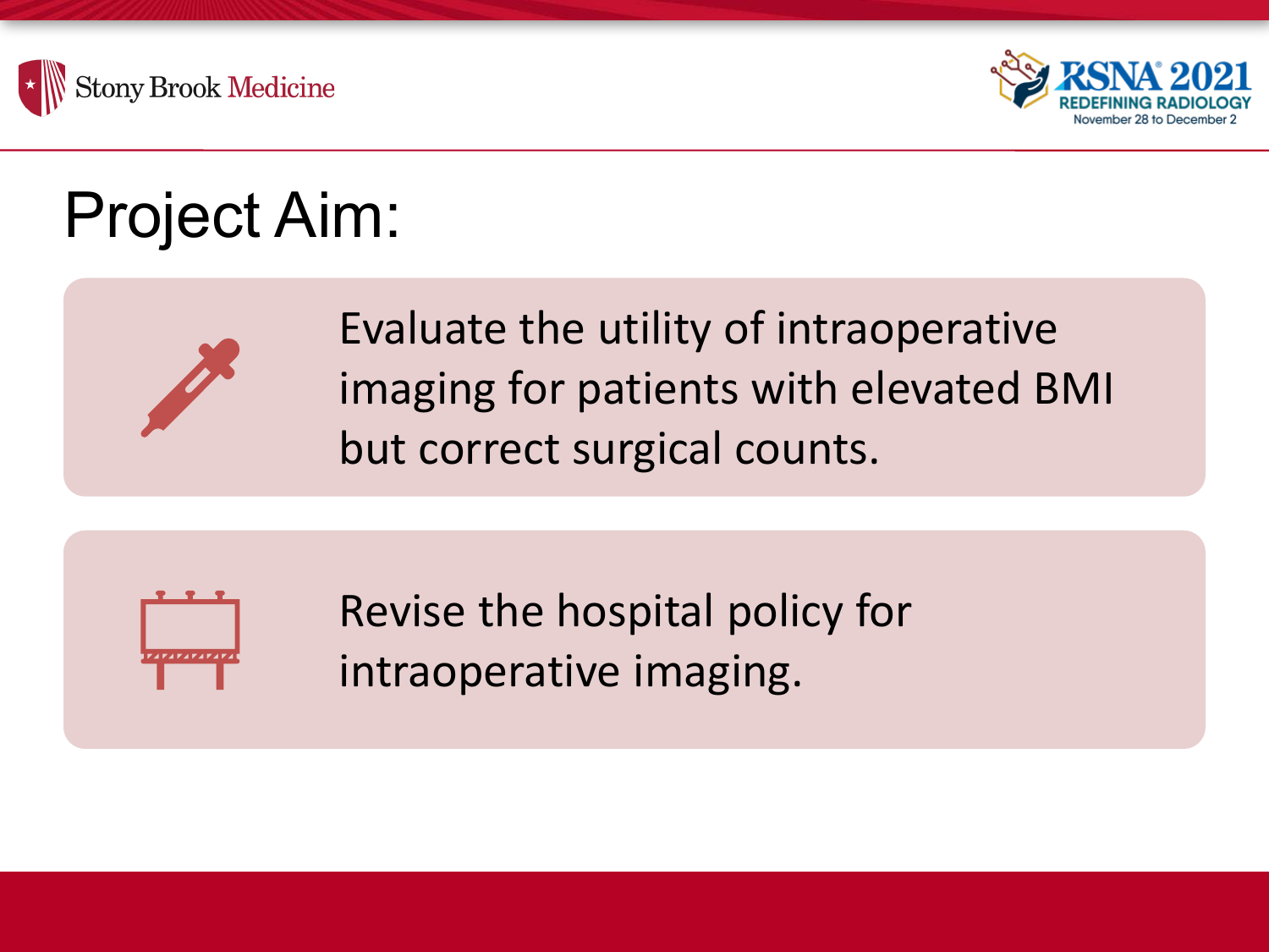# Project Aim:

- Evaluate the utility of intraoperative imaging for patients with elevated BMI but correct surgical counts.

- Revise the hospital policy for intraoperative imaging.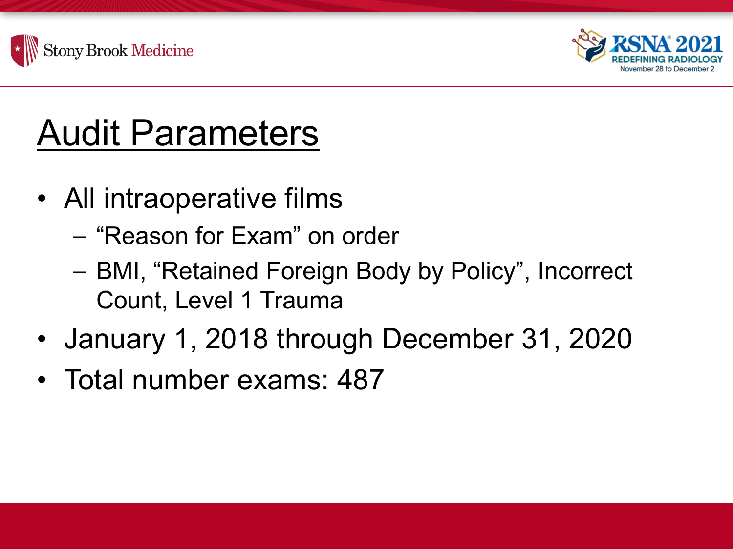# Audit Parameters

- All intraoperative films
  - "Reason for Exam" on order
  - BMI, "Retained Foreign Body by Policy", Incorrect Count, Level 1 Trauma
- January 1, 2018 through December 31, 2020
- Total number exams: 487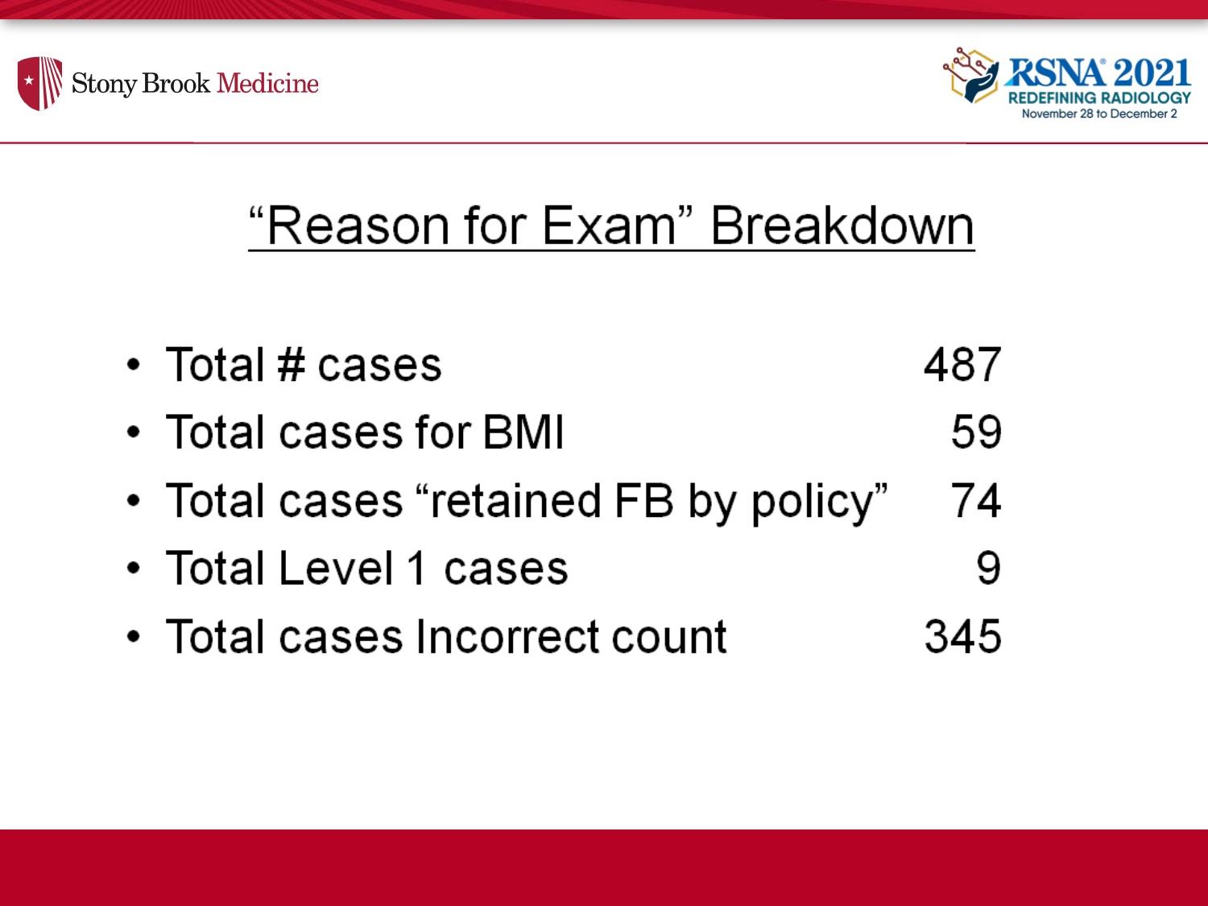# "Reason for Exam" Breakdown

| | |
|---|---|
| Total # cases | 487 |
| Total cases for BMI | 59 |
| Total cases "retained FB by policy" | 74 |
| Total Level 1 cases | 9 |
| Total cases Incorrect count | 345 |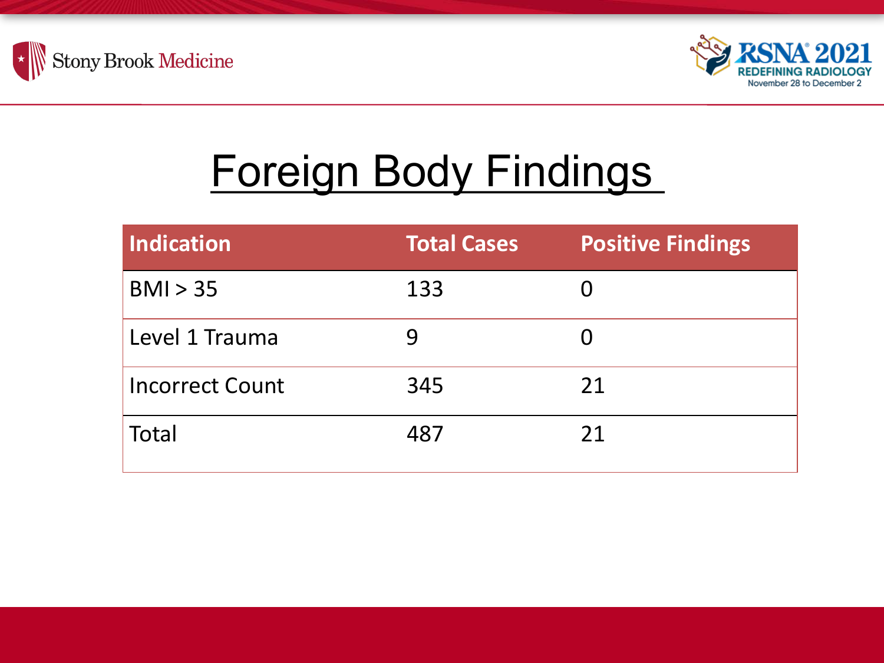# Foreign Body Findings

| Indication | Total Cases | Positive Findings |
| --- | --- | --- |
| BMI > 35 | 133 | 0 |
| Level 1 Trauma | 9 | 0 |
| Incorrect Count | 345 | 21 |
| Total | 487 | 21 |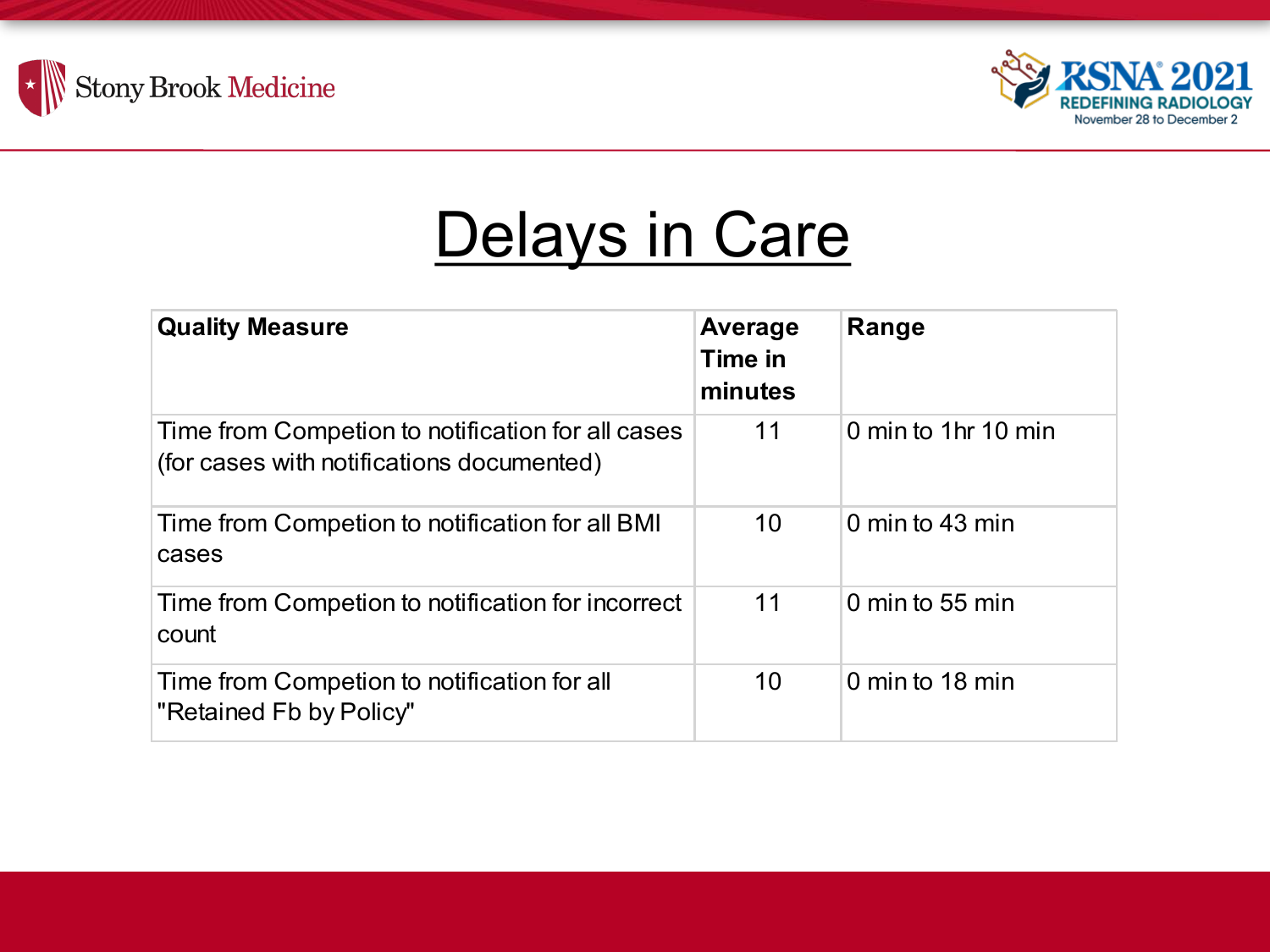# Delays in Care

| Quality Measure | Average Time in minutes | Range |
|---|---|---|
| Time from Competion to notification for all cases (for cases with notifications documented) | 11 | 0 min to 1hr 10 min |
| Time from Competion to notification for all BMI cases | 10 | 0 min to 43 min |
| Time from Competion to notification for incorrect count | 11 | 0 min to 55 min |
| Time from Competion to notification for all "Retained Fb by Policy" | 10 | 0 min to 18 min |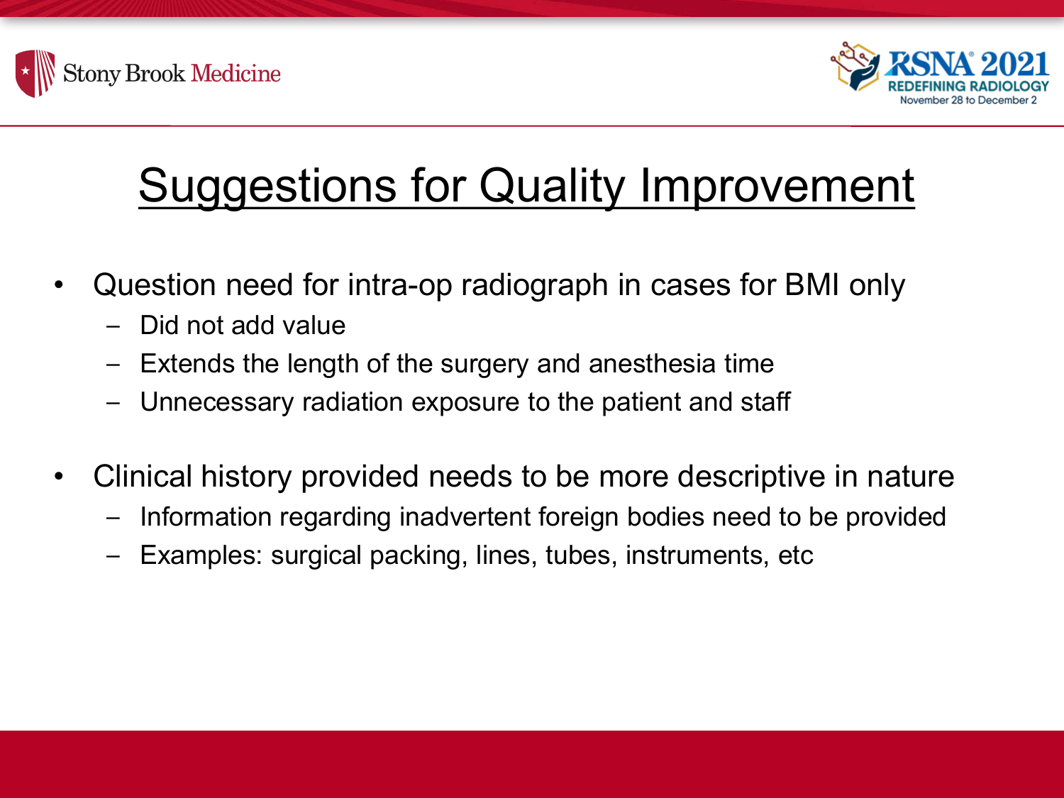# Suggestions for Quality Improvement

- Question need for intra-op radiograph in cases for BMI only
  - Did not add value
  - Extends the length of the surgery and anesthesia time
  - Unnecessary radiation exposure to the patient and staff
- Clinical history provided needs to be more descriptive in nature
  - Information regarding inadvertent foreign bodies need to be provided
  - Examples: surgical packing, lines, tubes, instruments, etc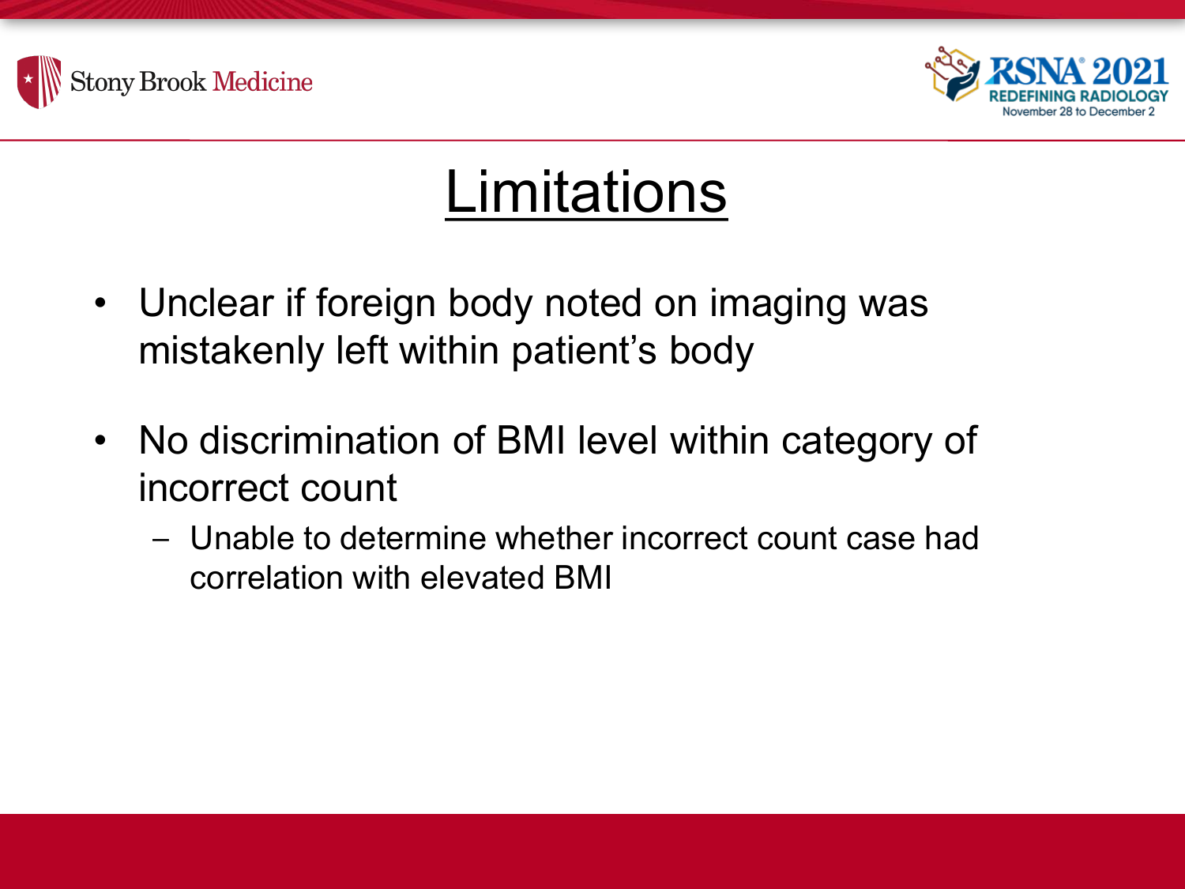# Limitations

- Unclear if foreign body noted on imaging was mistakenly left within patient's body
- No discrimination of BMI level within category of incorrect count
  - Unable to determine whether incorrect count case had correlation with elevated BMI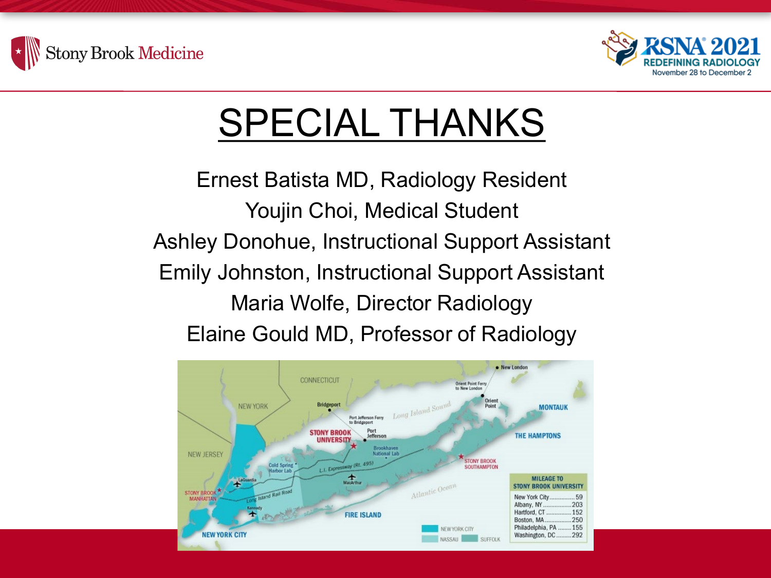# SPECIAL THANKS

Ernest Batista MD, Radiology Resident

Youjin Choi, Medical Student

Ashley Donohue, Instructional Support Assistant

Emily Johnston, Instructional Support Assistant

Maria Wolfe, Director Radiology

Elaine Gould MD, Professor of Radiology

MILEAGE TO STONY BROOK UNIVERSITY

New York City 59
Albany, NY 203
Hartford, CT 152
Boston, MA 250
Philadelphia, PA 155
Washington, DC 292